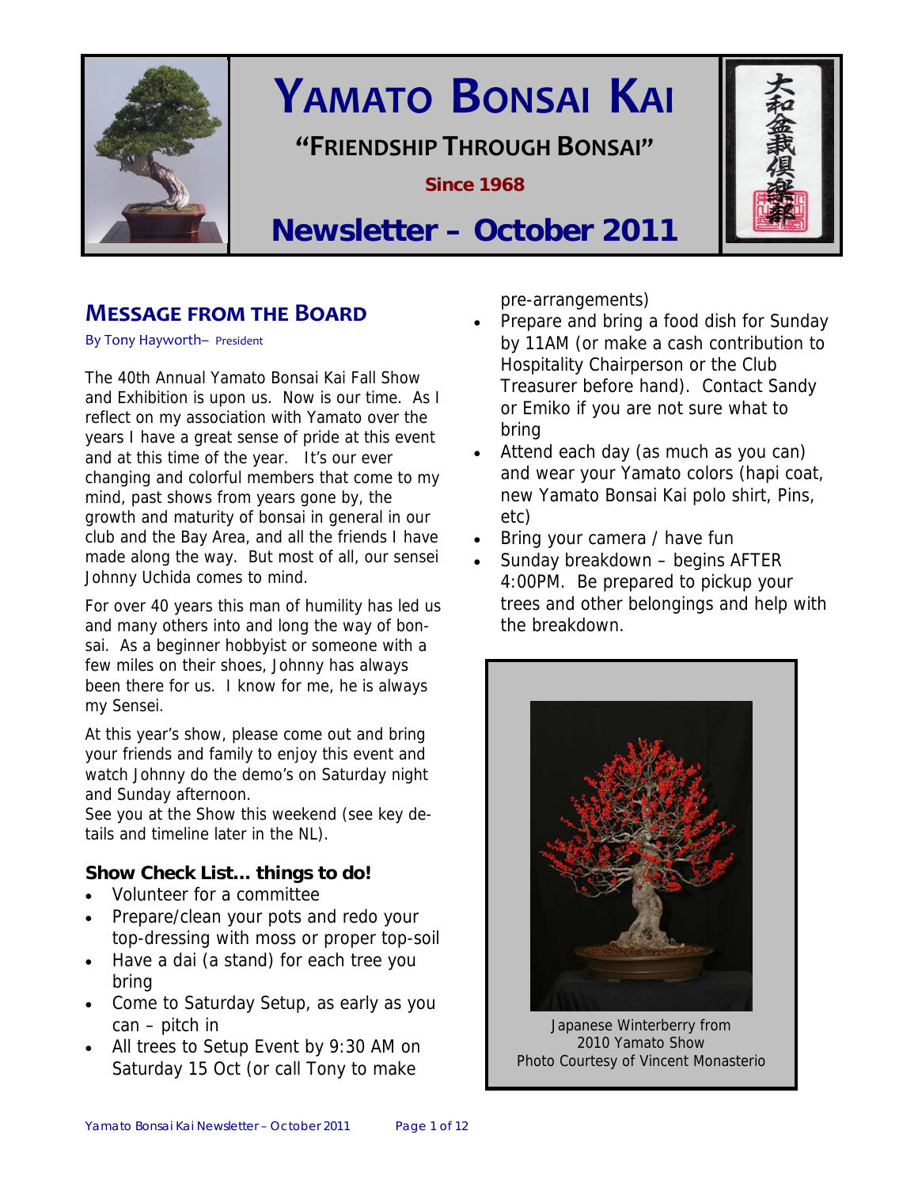# YAMATO BONSAI KAI

**"FRIENDSHIP THROUGH BONSAI"**

**Since 1968**

## Newsletter – October 2011

大和盆栽倶楽部

## MESSAGE FROM THE BOARD

By Tony Hayworth– President

The 40th Annual Yamato Bonsai Kai Fall Show and Exhibition is upon us. Now is our time. As I reflect on my association with Yamato over the years I have a great sense of pride at this event and at this time of the year. It's our ever changing and colorful members that come to my mind, past shows from years gone by, the growth and maturity of bonsai in general in our club and the Bay Area, and all the friends I have made along the way. But most of all, our sensei Johnny Uchida comes to mind.

For over 40 years this man of humility has led us and many others into and long the way of bonsai. As a beginner hobbyist or someone with a few miles on their shoes, Johnny has always been there for us. I know for me, he is always my Sensei.

At this year's show, please come out and bring your friends and family to enjoy this event and watch Johnny do the demo's on Saturday night and Sunday afternoon.

See you at the Show this weekend (see key details and timeline later in the NL).

### Show Check List… things to do!

- Volunteer for a committee
- Prepare/clean your pots and redo your top-dressing with moss or proper top-soil
- Have a dai (a stand) for each tree you bring
- Come to Saturday Setup, as early as you can – pitch in
- All trees to Setup Event by 9:30 AM on Saturday 15 Oct (or call Tony to make pre-arrangements)
- Prepare and bring a food dish for Sunday by 11AM (or make a cash contribution to Hospitality Chairperson or the Club Treasurer before hand). Contact Sandy or Emiko if you are not sure what to bring
- Attend each day (as much as you can) and wear your Yamato colors (hapi coat, new Yamato Bonsai Kai polo shirt, Pins, etc)
- Bring your camera / have fun
- Sunday breakdown – begins AFTER 4:00PM. Be prepared to pickup your trees and other belongings and help with the breakdown.

Japanese Winterberry from 2010 Yamato Show
Photo Courtesy of Vincent Monasterio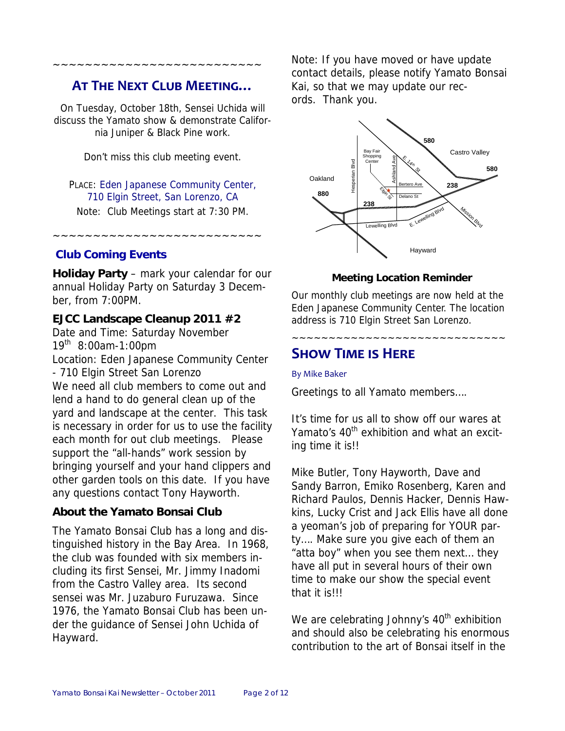~~~~~~~~~~~~~~~~~~~~~~~~~~~

## AT THE NEXT CLUB MEETING…

On Tuesday, October 18th, Sensei Uchida will discuss the Yamato show & demonstrate California Juniper & Black Pine work.

Don't miss this club meeting event.

PLACE: Eden Japanese Community Center, 710 Elgin Street, San Lorenzo, CA

Note: Club Meetings start at 7:30 PM.

~~~~~~~~~~~~~~~~~~~~~~~~~~~

### Club Coming Events

**Holiday Party** – mark your calendar for our annual Holiday Party on Saturday 3 December, from 7:00PM.

**EJCC Landscape Cleanup 2011 #2**

Date and Time: Saturday November 19th 8:00am-1:00pm

Location: Eden Japanese Community Center - 710 Elgin Street San Lorenzo

We need all club members to come out and lend a hand to do general clean up of the yard and landscape at the center. This task is necessary in order for us to use the facility each month for out club meetings. Please support the "all-hands" work session by bringing yourself and your hand clippers and other garden tools on this date. If you have any questions contact Tony Hayworth.

**About the Yamato Bonsai Club**

The Yamato Bonsai Club has a long and distinguished history in the Bay Area. In 1968, the club was founded with six members including its first Sensei, Mr. Jimmy Inadomi from the Castro Valley area. Its second sensei was Mr. Juzaburo Furuzawa. Since 1976, the Yamato Bonsai Club has been under the guidance of Sensei John Uchida of Hayward.

Note: If you have moved or have update contact details, please notify Yamato Bonsai Kai, so that we may update our records. Thank you.

**Meeting Location Reminder**

Our monthly club meetings are now held at the Eden Japanese Community Center. The location address is 710 Elgin Street San Lorenzo.

~~~~~~~~~~~~~~~~~~~~~~~~~~~~~

## SHOW TIME IS HERE

By Mike Baker

Greetings to all Yamato members….

It's time for us all to show off our wares at Yamato's 40th exhibition and what an exciting time it is!!

Mike Butler, Tony Hayworth, Dave and Sandy Barron, Emiko Rosenberg, Karen and Richard Paulos, Dennis Hacker, Dennis Hawkins, Lucky Crist and Jack Ellis have all done a yeoman's job of preparing for YOUR party…. Make sure you give each of them an "atta boy" when you see them next… they have all put in several hours of their own time to make our show the special event that it is!!!

We are celebrating Johnny's 40th exhibition and should also be celebrating his enormous contribution to the art of Bonsai itself in the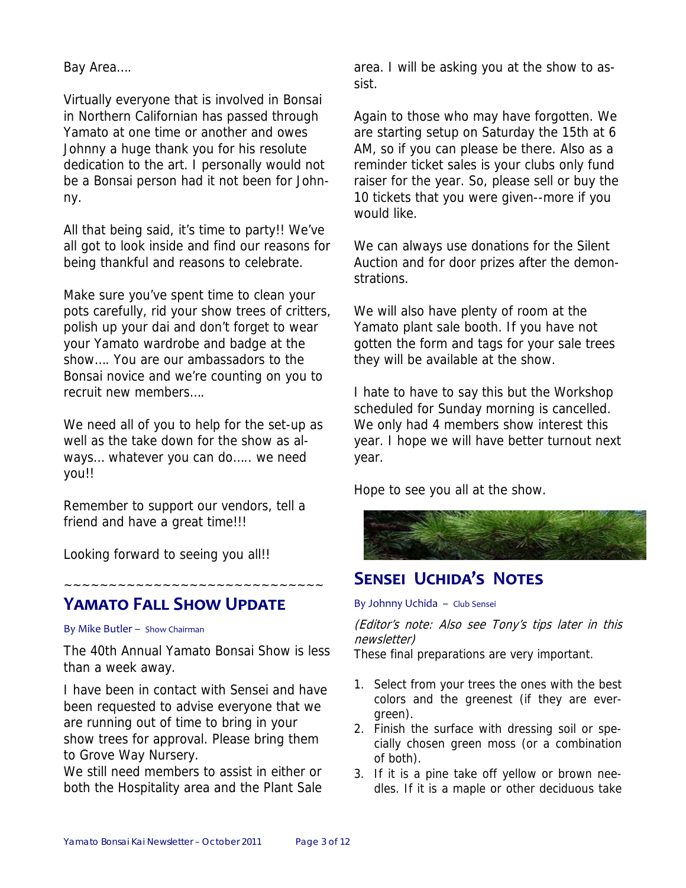Bay Area….

Virtually everyone that is involved in Bonsai in Northern Californian has passed through Yamato at one time or another and owes Johnny a huge thank you for his resolute dedication to the art. I personally would not be a Bonsai person had it not been for Johnny.

All that being said, it's time to party!! We've all got to look inside and find our reasons for being thankful and reasons to celebrate.

Make sure you've spent time to clean your pots carefully, rid your show trees of critters, polish up your dai and don't forget to wear your Yamato wardrobe and badge at the show…. You are our ambassadors to the Bonsai novice and we're counting on you to recruit new members….

We need all of you to help for the set-up as well as the take down for the show as always… whatever you can do….. we need you!!

Remember to support our vendors, tell a friend and have a great time!!!

Looking forward to seeing you all!!

~~~~~~~~~~~~~~~~~~~~~~~~~~~~~~

## YAMATO FALL SHOW UPDATE

By Mike Butler – Show Chairman

The 40th Annual Yamato Bonsai Show is less than a week away.

I have been in contact with Sensei and have been requested to advise everyone that we are running out of time to bring in your show trees for approval. Please bring them to Grove Way Nursery.

We still need members to assist in either or both the Hospitality area and the Plant Sale area. I will be asking you at the show to assist.

Again to those who may have forgotten. We are starting setup on Saturday the 15th at 6 AM, so if you can please be there. Also as a reminder ticket sales is your clubs only fund raiser for the year. So, please sell or buy the 10 tickets that you were given--more if you would like.

We can always use donations for the Silent Auction and for door prizes after the demonstrations.

We will also have plenty of room at the Yamato plant sale booth. If you have not gotten the form and tags for your sale trees they will be available at the show.

I hate to have to say this but the Workshop scheduled for Sunday morning is cancelled. We only had 4 members show interest this year. I hope we will have better turnout next year.

Hope to see you all at the show.

## SENSEI UCHIDA'S NOTES

By Johnny Uchida – Club Sensei

*(Editor's note: Also see Tony's tips later in this newsletter)*

These final preparations are very important.

1. Select from your trees the ones with the best colors and the greenest (if they are evergreen).
2. Finish the surface with dressing soil or specially chosen green moss (or a combination of both).
3. If it is a pine take off yellow or brown needles. If it is a maple or other deciduous take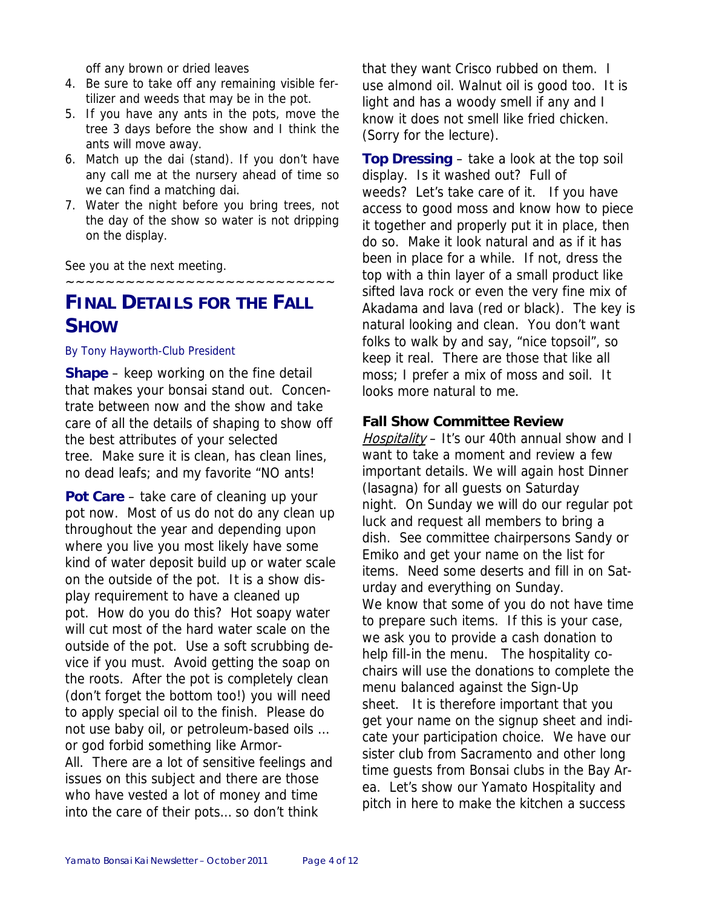off any brown or dried leaves

4. Be sure to take off any remaining visible fertilizer and weeds that may be in the pot.
5. If you have any ants in the pots, move the tree 3 days before the show and I think the ants will move away.
6. Match up the dai (stand). If you don't have any call me at the nursery ahead of time so we can find a matching dai.
7. Water the night before you bring trees, not the day of the show so water is not dripping on the display.

See you at the next meeting.

~~~~~~~~~~~~~~~~~~~~~~~~~~~~

## FINAL DETAILS FOR THE FALL SHOW

By Tony Hayworth-Club President

**Shape** – keep working on the fine detail that makes your bonsai stand out. Concentrate between now and the show and take care of all the details of shaping to show off the best attributes of your selected tree. Make sure it is clean, has clean lines, no dead leafs; and my favorite "NO ants!

**Pot Care** – take care of cleaning up your pot now. Most of us do not do any clean up throughout the year and depending upon where you live you most likely have some kind of water deposit build up or water scale on the outside of the pot. It is a show display requirement to have a cleaned up pot. How do you do this? Hot soapy water will cut most of the hard water scale on the outside of the pot. Use a soft scrubbing device if you must. Avoid getting the soap on the roots. After the pot is completely clean (don't forget the bottom too!) you will need to apply special oil to the finish. Please do not use baby oil, or petroleum-based oils … or god forbid something like Armor-All. There are a lot of sensitive feelings and issues on this subject and there are those who have vested a lot of money and time into the care of their pots… so don't think that they want Crisco rubbed on them. I use almond oil. Walnut oil is good too. It is light and has a woody smell if any and I know it does not smell like fried chicken. (Sorry for the lecture).

**Top Dressing** – take a look at the top soil display. Is it washed out? Full of weeds? Let's take care of it. If you have access to good moss and know how to piece it together and properly put it in place, then do so. Make it look natural and as if it has been in place for a while. If not, dress the top with a thin layer of a small product like sifted lava rock or even the very fine mix of Akadama and lava (red or black). The key is natural looking and clean. You don't want folks to walk by and say, "nice topsoil", so keep it real. There are those that like all moss; I prefer a mix of moss and soil. It looks more natural to me.

### Fall Show Committee Review

*Hospitality* – It's our 40th annual show and I want to take a moment and review a few important details. We will again host Dinner (lasagna) for all guests on Saturday night. On Sunday we will do our regular pot luck and request all members to bring a dish. See committee chairpersons Sandy or Emiko and get your name on the list for items. Need some deserts and fill in on Saturday and everything on Sunday.

We know that some of you do not have time to prepare such items. If this is your case, we ask you to provide a cash donation to help fill-in the menu. The hospitality co-chairs will use the donations to complete the menu balanced against the Sign-Up sheet. It is therefore important that you get your name on the signup sheet and indicate your participation choice. We have our sister club from Sacramento and other long time guests from Bonsai clubs in the Bay Area. Let's show our Yamato Hospitality and pitch in here to make the kitchen a success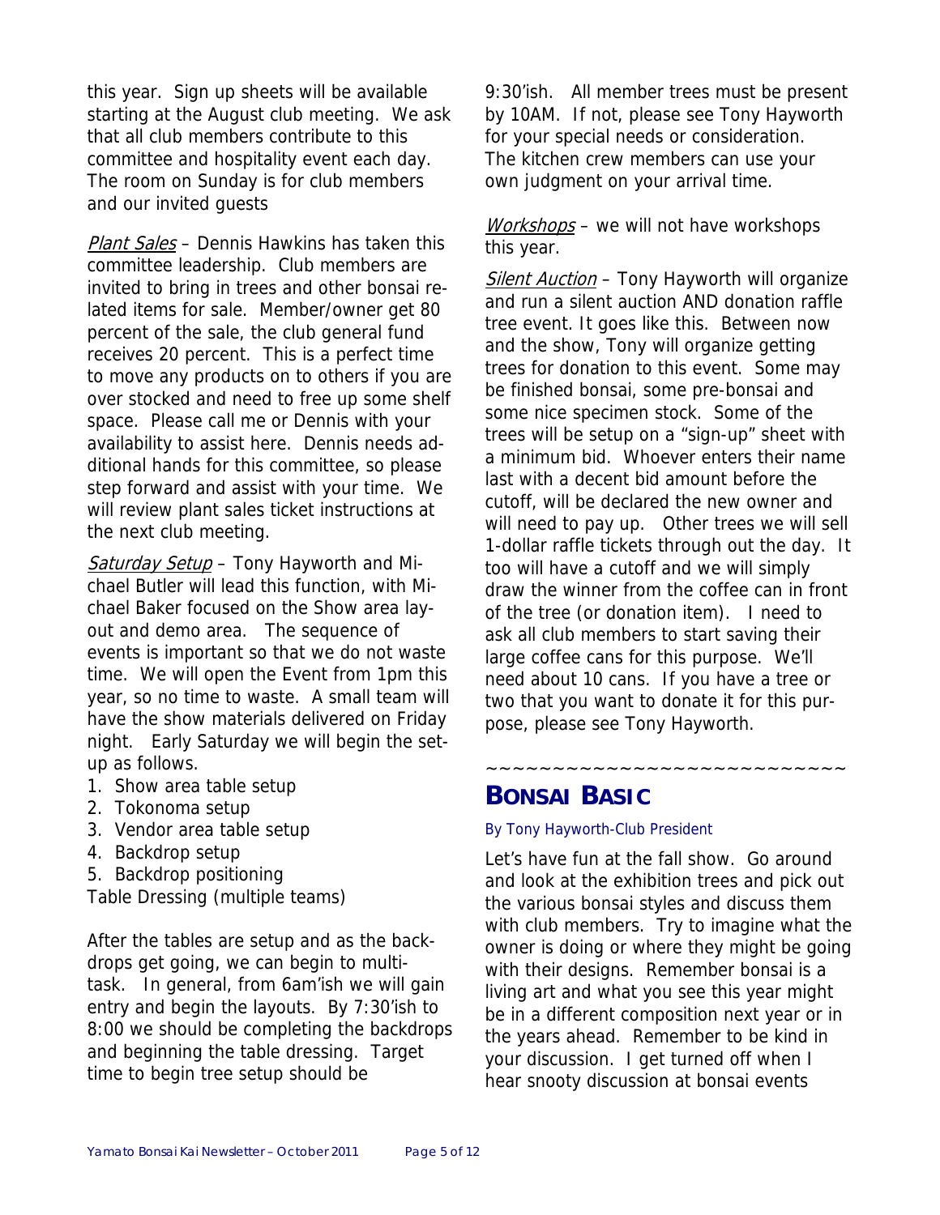this year. Sign up sheets will be available starting at the August club meeting. We ask that all club members contribute to this committee and hospitality event each day. The room on Sunday is for club members and our invited guests

*Plant Sales* – Dennis Hawkins has taken this committee leadership. Club members are invited to bring in trees and other bonsai related items for sale. Member/owner get 80 percent of the sale, the club general fund receives 20 percent. This is a perfect time to move any products on to others if you are over stocked and need to free up some shelf space. Please call me or Dennis with your availability to assist here. Dennis needs additional hands for this committee, so please step forward and assist with your time. We will review plant sales ticket instructions at the next club meeting.

*Saturday Setup* – Tony Hayworth and Michael Butler will lead this function, with Michael Baker focused on the Show area layout and demo area. The sequence of events is important so that we do not waste time. We will open the Event from 1pm this year, so no time to waste. A small team will have the show materials delivered on Friday night. Early Saturday we will begin the setup as follows.

1. Show area table setup
2. Tokonoma setup
3. Vendor area table setup
4. Backdrop setup
5. Backdrop positioning

Table Dressing (multiple teams)

After the tables are setup and as the backdrops get going, we can begin to multitask. In general, from 6am'ish we will gain entry and begin the layouts. By 7:30'ish to 8:00 we should be completing the backdrops and beginning the table dressing. Target time to begin tree setup should be 9:30'ish. All member trees must be present by 10AM. If not, please see Tony Hayworth for your special needs or consideration. The kitchen crew members can use your own judgment on your arrival time.

*Workshops* – we will not have workshops this year.

*Silent Auction* – Tony Hayworth will organize and run a silent auction AND donation raffle tree event. It goes like this. Between now and the show, Tony will organize getting trees for donation to this event. Some may be finished bonsai, some pre-bonsai and some nice specimen stock. Some of the trees will be setup on a "sign-up" sheet with a minimum bid. Whoever enters their name last with a decent bid amount before the cutoff, will be declared the new owner and will need to pay up. Other trees we will sell 1-dollar raffle tickets through out the day. It too will have a cutoff and we will simply draw the winner from the coffee can in front of the tree (or donation item). I need to ask all club members to start saving their large coffee cans for this purpose. We'll need about 10 cans. If you have a tree or two that you want to donate it for this purpose, please see Tony Hayworth.

~~~~~~~~~~~~~~~~~~~~~~~~~~~~

## BONSAI BASIC

By Tony Hayworth-Club President

Let's have fun at the fall show. Go around and look at the exhibition trees and pick out the various bonsai styles and discuss them with club members. Try to imagine what the owner is doing or where they might be going with their designs. Remember bonsai is a living art and what you see this year might be in a different composition next year or in the years ahead. Remember to be kind in your discussion. I get turned off when I hear snooty discussion at bonsai events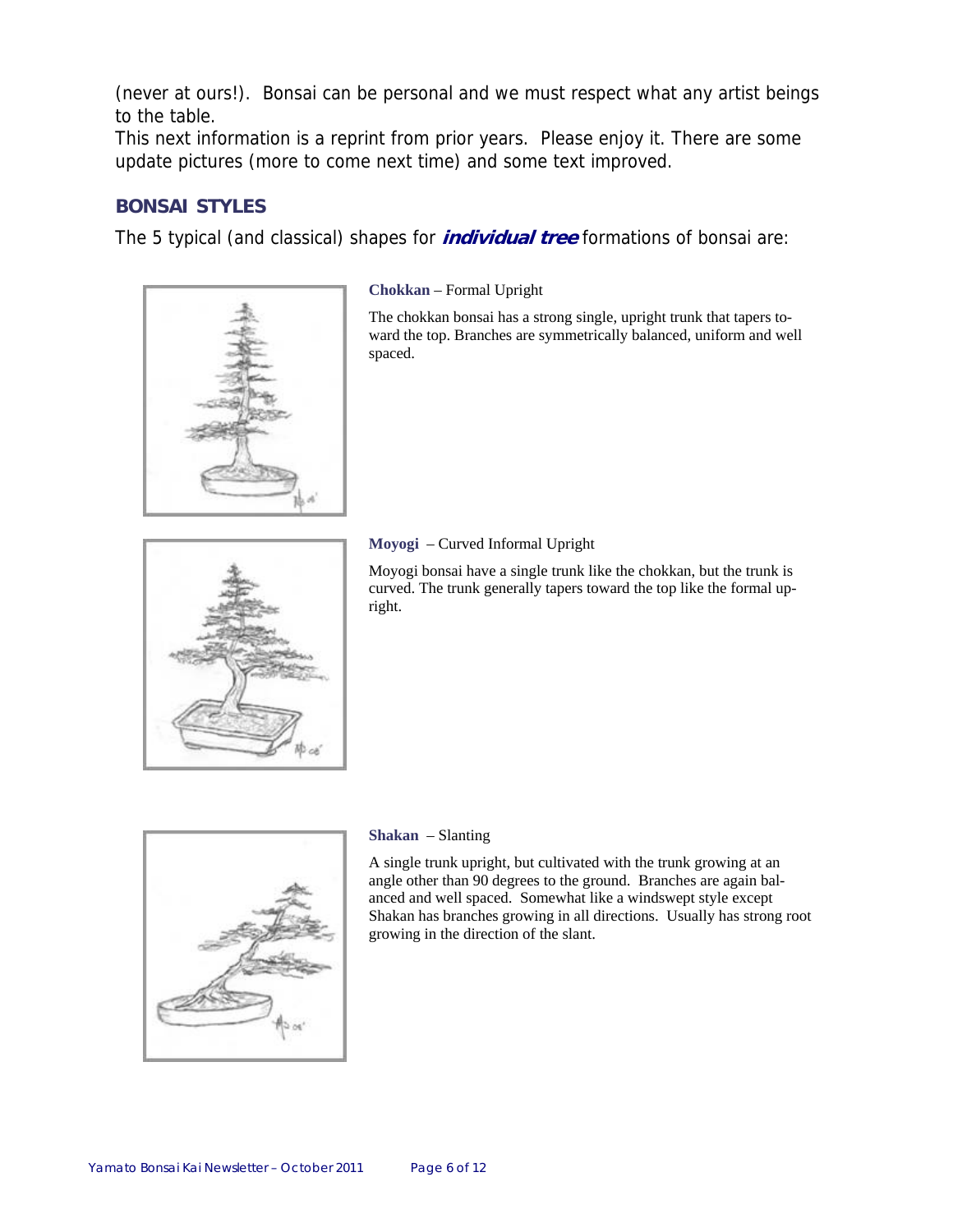(never at ours!). Bonsai can be personal and we must respect what any artist beings to the table.

This next information is a reprint from prior years. Please enjoy it. There are some update pictures (more to come next time) and some text improved.

## BONSAI STYLES

The 5 typical (and classical) shapes for ***individual tree*** formations of bonsai are:

**Chokkan** – Formal Upright

The chokkan bonsai has a strong single, upright trunk that tapers toward the top. Branches are symmetrically balanced, uniform and well spaced.

**Moyogi** – Curved Informal Upright

Moyogi bonsai have a single trunk like the chokkan, but the trunk is curved. The trunk generally tapers toward the top like the formal upright.

**Shakan** – Slanting

A single trunk upright, but cultivated with the trunk growing at an angle other than 90 degrees to the ground. Branches are again balanced and well spaced. Somewhat like a windswept style except Shakan has branches growing in all directions. Usually has strong root growing in the direction of the slant.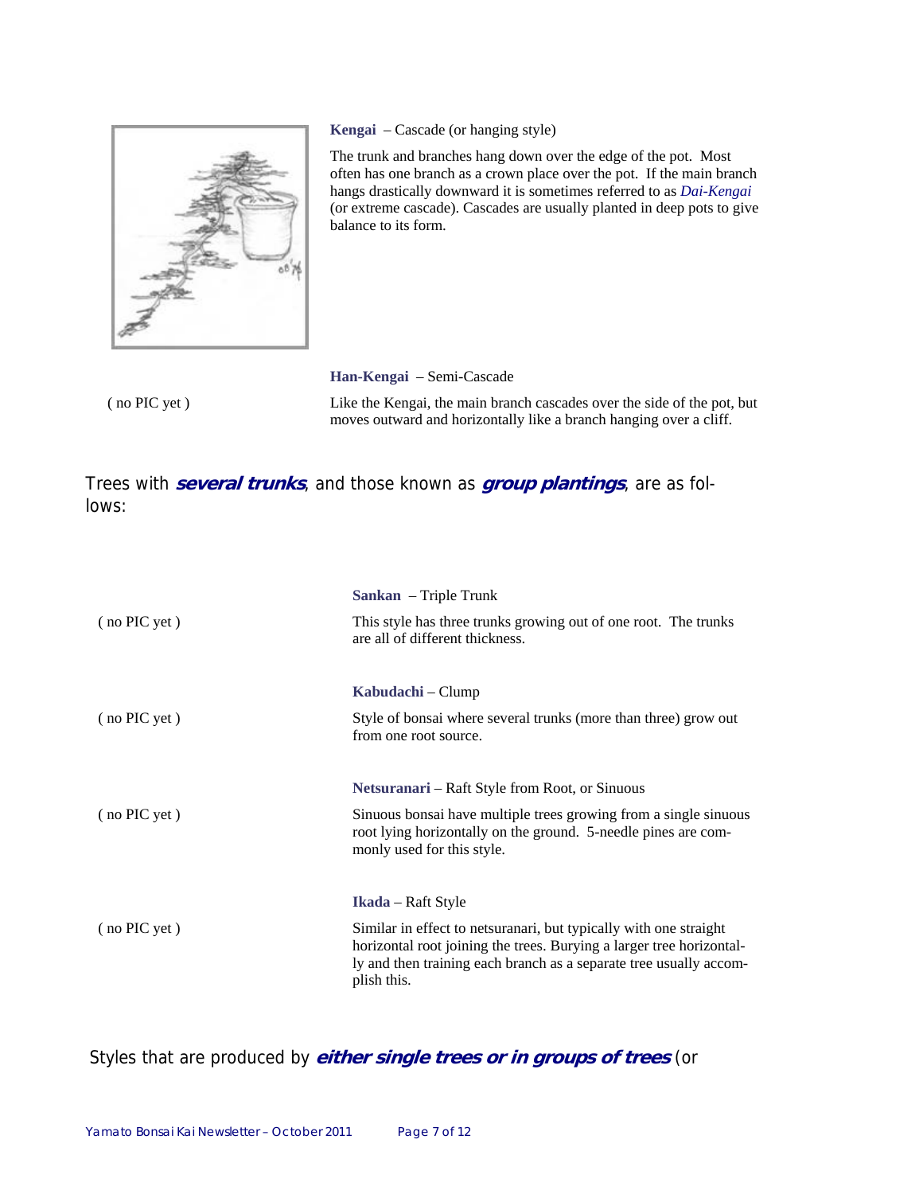**Kengai** – Cascade (or hanging style)

The trunk and branches hang down over the edge of the pot. Most often has one branch as a crown place over the pot. If the main branch hangs drastically downward it is sometimes referred to as *Dai-Kengai* (or extreme cascade). Cascades are usually planted in deep pots to give balance to its form.

**Han-Kengai** – Semi-Cascade

( no PIC yet )

Like the Kengai, the main branch cascades over the side of the pot, but moves outward and horizontally like a branch hanging over a cliff.

Trees with ***several trunks***, and those known as ***group plantings***, are as follows:

**Sankan** – Triple Trunk

( no PIC yet )

This style has three trunks growing out of one root. The trunks are all of different thickness.

**Kabudachi** – Clump

( no PIC yet )

Style of bonsai where several trunks (more than three) grow out from one root source.

**Netsuranari** – Raft Style from Root, or Sinuous

( no PIC yet )

Sinuous bonsai have multiple trees growing from a single sinuous root lying horizontally on the ground. 5-needle pines are commonly used for this style.

**Ikada** – Raft Style

( no PIC yet )

Similar in effect to netsuranari, but typically with one straight horizontal root joining the trees. Burying a larger tree horizontally and then training each branch as a separate tree usually accomplish this.

Styles that are produced by ***either single trees or in groups of trees*** (or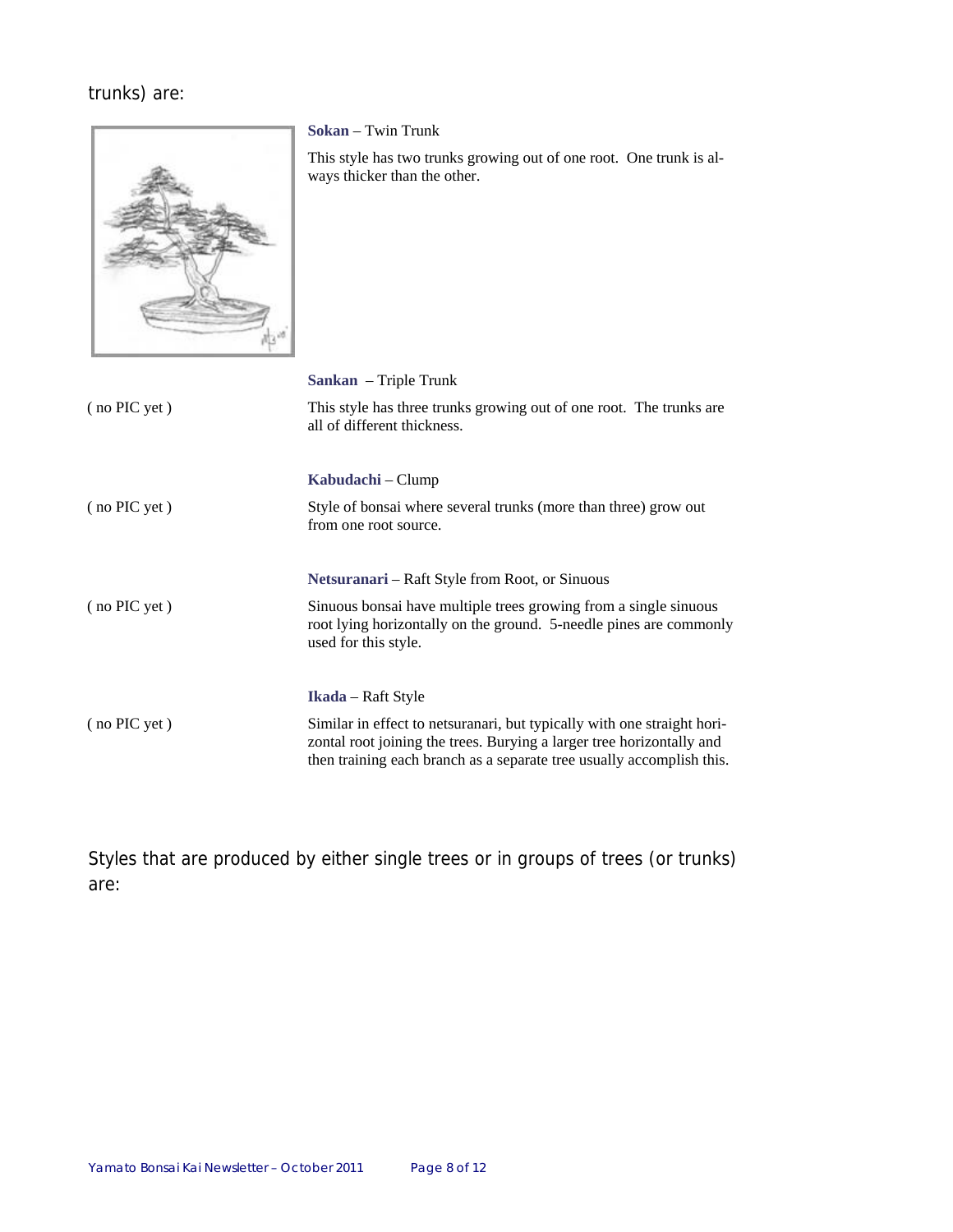trunks) are:

**Sokan** – Twin Trunk

This style has two trunks growing out of one root. One trunk is always thicker than the other.

**Sankan** – Triple Trunk

( no PIC yet )

This style has three trunks growing out of one root. The trunks are all of different thickness.

**Kabudachi** – Clump

( no PIC yet )

Style of bonsai where several trunks (more than three) grow out from one root source.

**Netsuranari** – Raft Style from Root, or Sinuous

( no PIC yet )

Sinuous bonsai have multiple trees growing from a single sinuous root lying horizontally on the ground. 5-needle pines are commonly used for this style.

**Ikada** – Raft Style

( no PIC yet )

Similar in effect to netsuranari, but typically with one straight horizontal root joining the trees. Burying a larger tree horizontally and then training each branch as a separate tree usually accomplish this.

Styles that are produced by either single trees or in groups of trees (or trunks) are: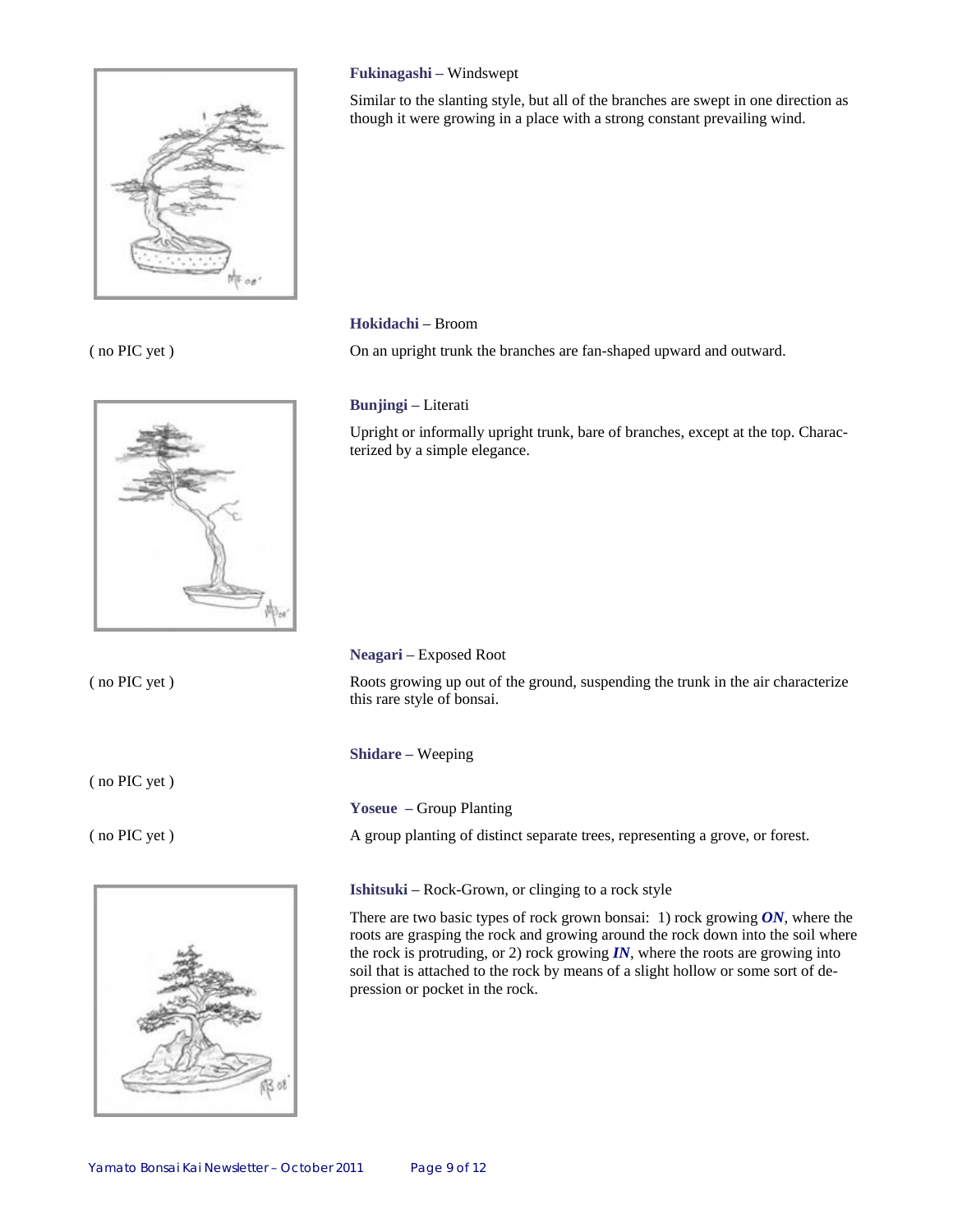**Fukinagashi –** Windswept

Similar to the slanting style, but all of the branches are swept in one direction as though it were growing in a place with a strong constant prevailing wind.

**Hokidachi** – Broom

( no PIC yet )

On an upright trunk the branches are fan-shaped upward and outward.

**Bunjingi –** Literati

Upright or informally upright trunk, bare of branches, except at the top. Characterized by a simple elegance.

**Neagari –** Exposed Root

( no PIC yet )

Roots growing up out of the ground, suspending the trunk in the air characterize this rare style of bonsai.

**Shidare** – Weeping

( no PIC yet )

**Yoseue** – Group Planting

( no PIC yet )

A group planting of distinct separate trees, representing a grove, or forest.

**Ishitsuki** – Rock-Grown, or clinging to a rock style

There are two basic types of rock grown bonsai: 1) rock growing ***ON***, where the roots are grasping the rock and growing around the rock down into the soil where the rock is protruding, or 2) rock growing ***IN***, where the roots are growing into soil that is attached to the rock by means of a slight hollow or some sort of depression or pocket in the rock.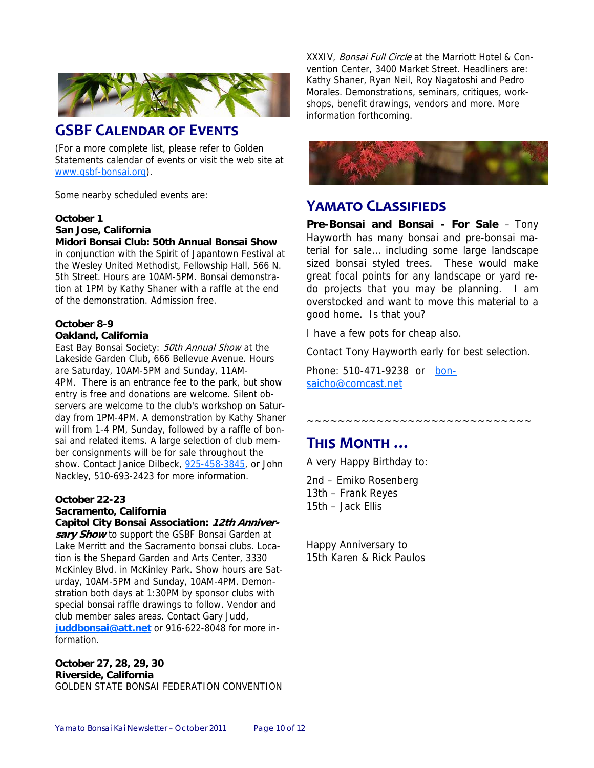## GSBF CALENDAR OF EVENTS

(For a more complete list, please refer to Golden Statements calendar of events or visit the web site at www.gsbf-bonsai.org).

Some nearby scheduled events are:

**October 1**
**San Jose, California**
**Midori Bonsai Club: 50th Annual Bonsai Show** in conjunction with the Spirit of Japantown Festival at the Wesley United Methodist, Fellowship Hall, 566 N. 5th Street. Hours are 10AM-5PM. Bonsai demonstration at 1PM by Kathy Shaner with a raffle at the end of the demonstration. Admission free.

**October 8-9**
**Oakland, California**
East Bay Bonsai Society: *50th Annual Show* at the Lakeside Garden Club, 666 Bellevue Avenue. Hours are Saturday, 10AM-5PM and Sunday, 11AM-4PM. There is an entrance fee to the park, but show entry is free and donations are welcome. Silent observers are welcome to the club's workshop on Saturday from 1PM-4PM. A demonstration by Kathy Shaner will from 1-4 PM, Sunday, followed by a raffle of bonsai and related items. A large selection of club member consignments will be for sale throughout the show. Contact Janice Dilbeck, 925-458-3845, or John Nackley, 510-693-2423 for more information.

**October 22-23**
**Sacramento, California**
**Capitol City Bonsai Association: *12th Anniversary Show*** to support the GSBF Bonsai Garden at Lake Merritt and the Sacramento bonsai clubs. Location is the Shepard Garden and Arts Center, 3330 McKinley Blvd. in McKinley Park. Show hours are Saturday, 10AM-5PM and Sunday, 10AM-4PM. Demonstration both days at 1:30PM by sponsor clubs with special bonsai raffle drawings to follow. Vendor and club member sales areas. Contact Gary Judd, **juddbonsai@att.net** or 916-622-8048 for more information.

**October 27, 28, 29, 30**
**Riverside, California**
GOLDEN STATE BONSAI FEDERATION CONVENTION XXXIV, *Bonsai Full Circle* at the Marriott Hotel & Convention Center, 3400 Market Street. Headliners are: Kathy Shaner, Ryan Neil, Roy Nagatoshi and Pedro Morales. Demonstrations, seminars, critiques, workshops, benefit drawings, vendors and more. More information forthcoming.

## YAMATO CLASSIFIEDS

**Pre-Bonsai and Bonsai - For Sale** – Tony Hayworth has many bonsai and pre-bonsai material for sale... including some large landscape sized bonsai styled trees. These would make great focal points for any landscape or yard redo projects that you may be planning. I am overstocked and want to move this material to a good home. Is that you?

I have a few pots for cheap also.

Contact Tony Hayworth early for best selection.

Phone: 510-471-9238 or bonsaicho@comcast.net

~~~~~~~~~~~~~~~~~~~~~~~~~~~~~~~

## THIS MONTH ...

A very Happy Birthday to:

2nd – Emiko Rosenberg
13th – Frank Reyes
15th – Jack Ellis

Happy Anniversary to
15th Karen & Rick Paulos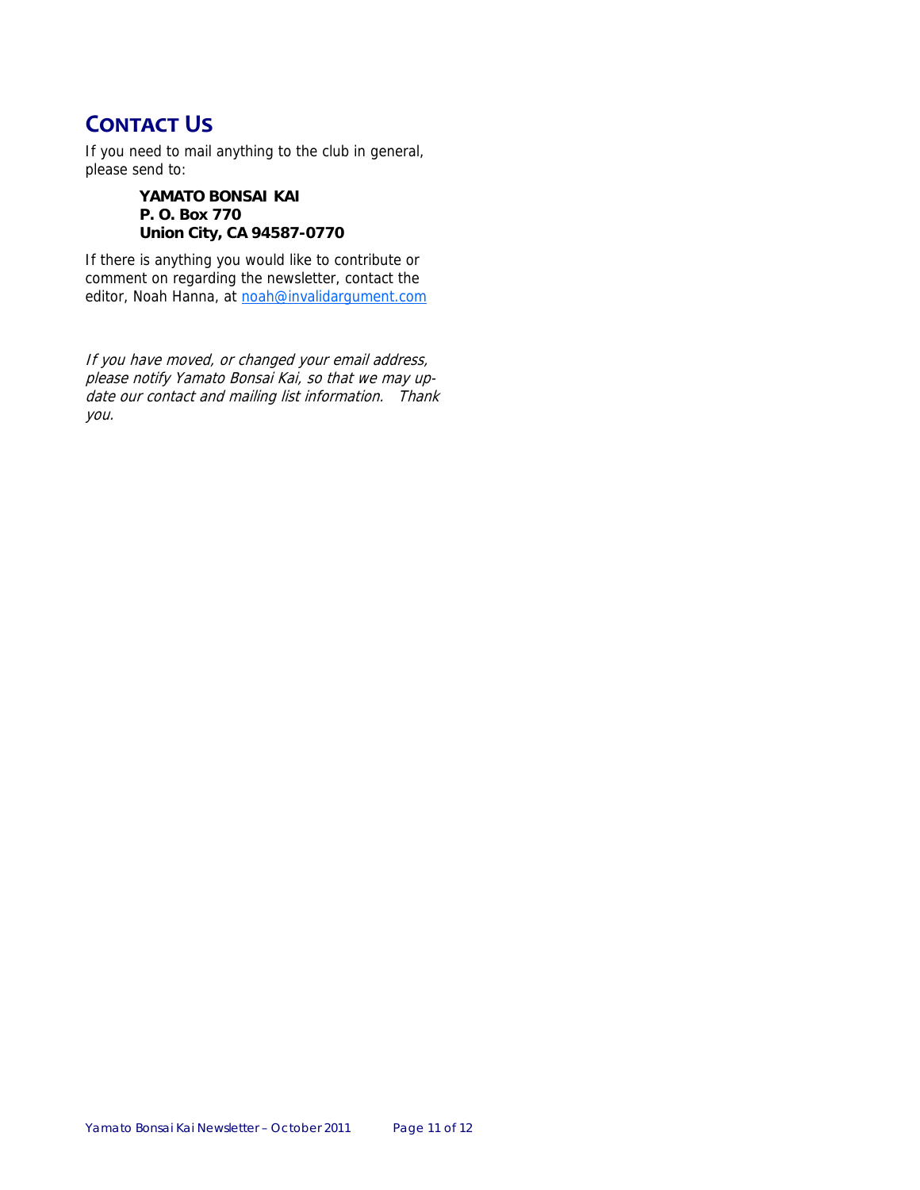## Contact Us

If you need to mail anything to the club in general, please send to:

> **YAMATO BONSAI KAI**
> **P. O. Box 770**
> **Union City, CA 94587-0770**

If there is anything you would like to contribute or comment on regarding the newsletter, contact the editor, Noah Hanna, at noah@invalidargument.com

*If you have moved, or changed your email address, please notify Yamato Bonsai Kai, so that we may update our contact and mailing list information. Thank you.*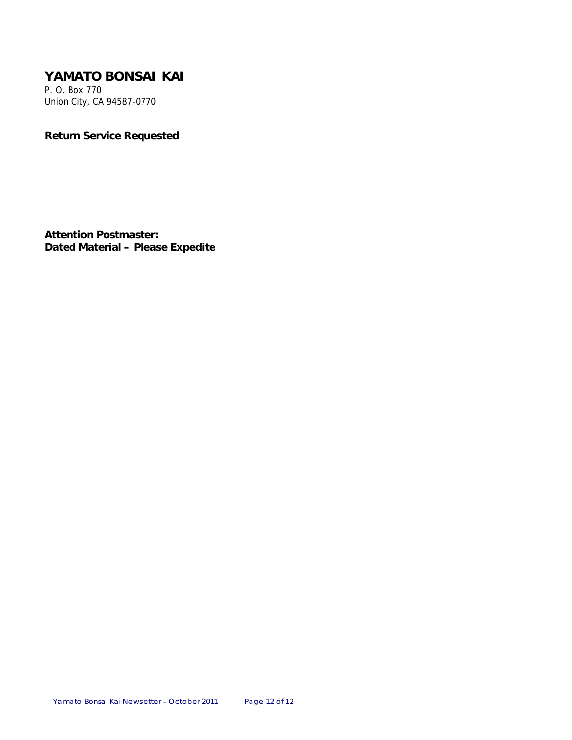**YAMATO BONSAI KAI**
P. O. Box 770
Union City, CA 94587-0770

**Return Service Requested**

**Attention Postmaster:**
**Dated Material – Please Expedite**